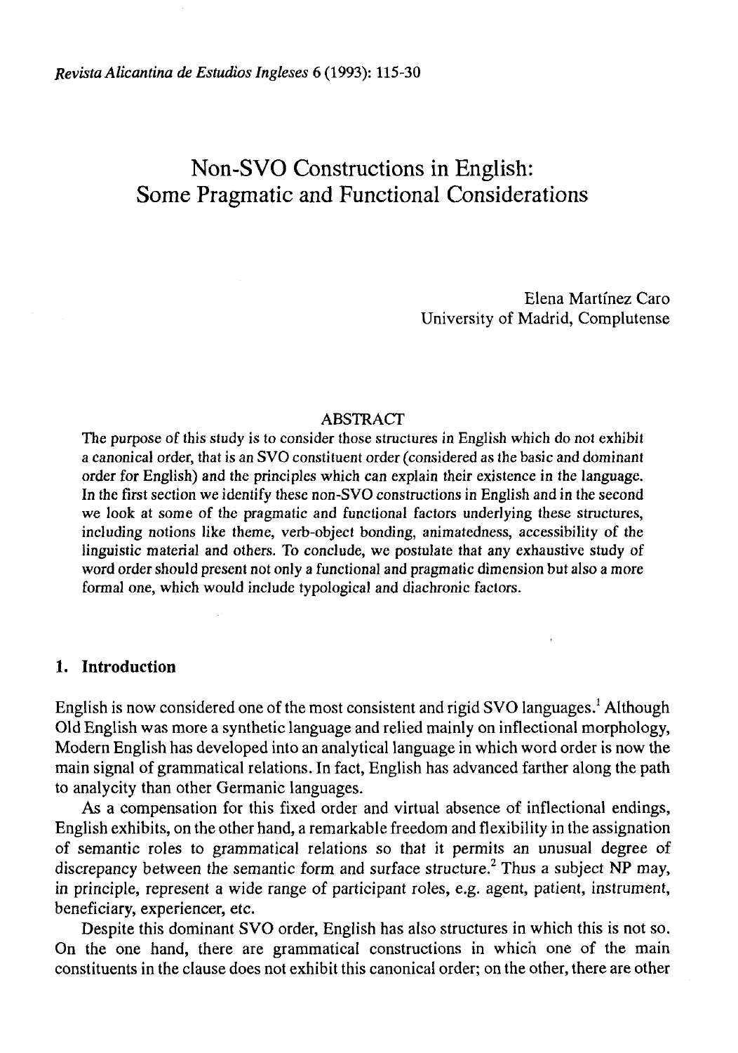# Non-SVO Constructions in English: Some Pragmatic and Functional Considerations

Elena Martínez Caro
University of Madrid, Complutense

## ABSTRACT

The purpose of this study is to consider those structures in English which do not exhibit a canonical order, that is an SVO constituent order (considered as the basic and dominant order for English) and the principles which can explain their existence in the language. In the first section we identify these non-SVO constructions in English and in the second we look at some of the pragmatic and functional factors underlying these structures, including notions like theme, verb-object bonding, animatedness, accessibility of the linguistic material and others. To conclude, we postulate that any exhaustive study of word order should present not only a functional and pragmatic dimension but also a more formal one, which would include typological and diachronic factors.

## 1. Introduction

English is now considered one of the most consistent and rigid SVO languages.[1] Although Old English was more a synthetic language and relied mainly on inflectional morphology, Modern English has developed into an analytical language in which word order is now the main signal of grammatical relations. In fact, English has advanced farther along the path to analycity than other Germanic languages.

As a compensation for this fixed order and virtual absence of inflectional endings, English exhibits, on the other hand, a remarkable freedom and flexibility in the assignation of semantic roles to grammatical relations so that it permits an unusual degree of discrepancy between the semantic form and surface structure.[2] Thus a subject NP may, in principle, represent a wide range of participant roles, e.g. agent, patient, instrument, beneficiary, experiencer, etc.

Despite this dominant SVO order, English has also structures in which this is not so. On the one hand, there are grammatical constructions in which one of the main constituents in the clause does not exhibit this canonical order; on the other, there are other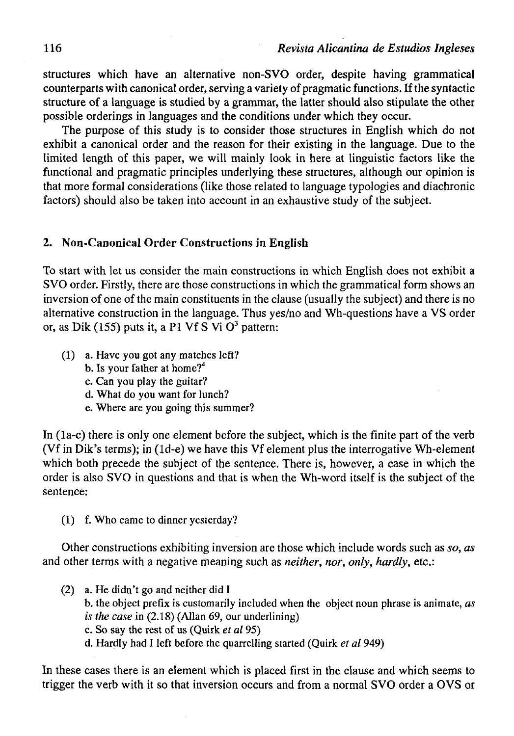structures which have an alternative non-SVO order, despite having grammatical counterparts with canonical order, serving a variety of pragmatic functions. If the syntactic structure of a language is studied by a grammar, the latter should also stipulate the other possible orderings in languages and the conditions under which they occur.

The purpose of this study is to consider those structures in English which do not exhibit a canonical order and the reason for their existing in the language. Due to the limited length of this paper, we will mainly look in here at linguistic factors like the functional and pragmatic principles underlying these structures, although our opinion is that more formal considerations (like those related to language typologies and diachronic factors) should also be taken into account in an exhaustive study of the subject.

## 2. Non-Canonical Order Constructions in English

To start with let us consider the main constructions in which English does not exhibit a SVO order. Firstly, there are those constructions in which the grammatical form shows an inversion of one of the main constituents in the clause (usually the subject) and there is no alternative construction in the language. Thus yes/no and Wh-questions have a VS order or, as Dik (155) puts it, a P1 Vf S Vi O[3] pattern:

(1) a. Have you got any matches left?
 b. Is your father at home?[4]
 c. Can you play the guitar?
 d. What do you want for lunch?
 e. Where are you going this summer?

In (1a-c) there is only one element before the subject, which is the finite part of the verb (Vf in Dik's terms); in (1d-e) we have this Vf element plus the interrogative Wh-element which both precede the subject of the sentence. There is, however, a case in which the order is also SVO in questions and that is when the Wh-word itself is the subject of the sentence:

(1) f. Who came to dinner yesterday?

Other constructions exhibiting inversion are those which include words such as *so*, *as* and other terms with a negative meaning such as *neither*, *nor*, *only*, *hardly*, etc.:

(2) a. He didn't go and neither did I
 b. the object prefix is customarily included when the object noun phrase is animate, *as is the case* in (2.18) (Allan 69, our underlining)
 c. So say the rest of us (Quirk *et al* 95)
 d. Hardly had I left before the quarrelling started (Quirk *et al* 949)

In these cases there is an element which is placed first in the clause and which seems to trigger the verb with it so that inversion occurs and from a normal SVO order a OVS or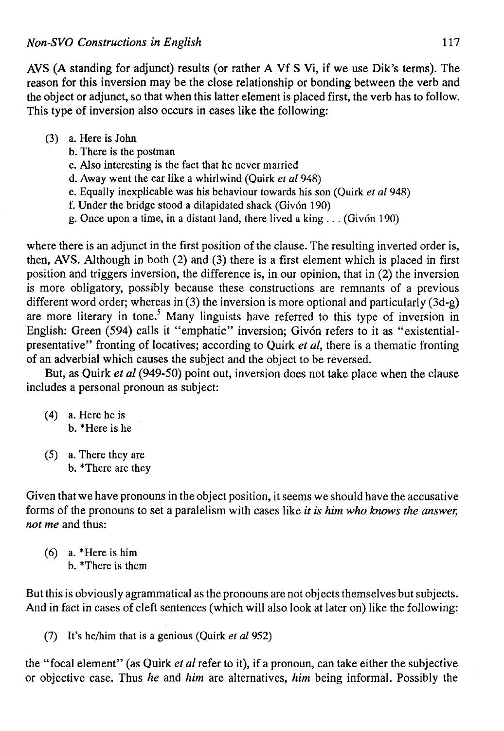AVS (A standing for adjunct) results (or rather A Vf S Vi, if we use Dik's terms). The reason for this inversion may be the close relationship or bonding between the verb and the object or adjunct, so that when this latter element is placed first, the verb has to follow. This type of inversion also occurs in cases like the following:

(3) a. Here is John
 b. There is the postman
 c. Also interesting is the fact that he never married
 d. Away went the car like a whirlwind (Quirk *et al* 948)
 e. Equally inexplicable was his behaviour towards his son (Quirk *et al* 948)
 f. Under the bridge stood a dilapidated shack (Givón 190)
 g. Once upon a time, in a distant land, there lived a king . . . (Givón 190)

where there is an adjunct in the first position of the clause. The resulting inverted order is, then, AVS. Although in both (2) and (3) there is a first element which is placed in first position and triggers inversion, the difference is, in our opinion, that in (2) the inversion is more obligatory, possibly because these constructions are remnants of a previous different word order; whereas in (3) the inversion is more optional and particularly (3d-g) are more literary in tone.[5] Many linguists have referred to this type of inversion in English: Green (594) calls it "emphatic" inversion; Givón refers to it as "existential-presentative" fronting of locatives; according to Quirk *et al*, there is a thematic fronting of an adverbial which causes the subject and the object to be reversed.

But, as Quirk *et al* (949-50) point out, inversion does not take place when the clause includes a personal pronoun as subject:

(4) a. Here he is
 b. *Here is he

(5) a. There they are
 b. *There are they

Given that we have pronouns in the object position, it seems we should have the accusative forms of the pronouns to set a paralelism with cases like *it is him who knows the answer, not me* and thus:

(6) a. *Here is him
 b. *There is them

But this is obviously agrammatical as the pronouns are not objects themselves but subjects. And in fact in cases of cleft sentences (which will also look at later on) like the following:

(7) It's he/him that is a genious (Quirk *et al* 952)

the "focal element" (as Quirk *et al* refer to it), if a pronoun, can take either the subjective or objective case. Thus *he* and *him* are alternatives, *him* being informal. Possibly the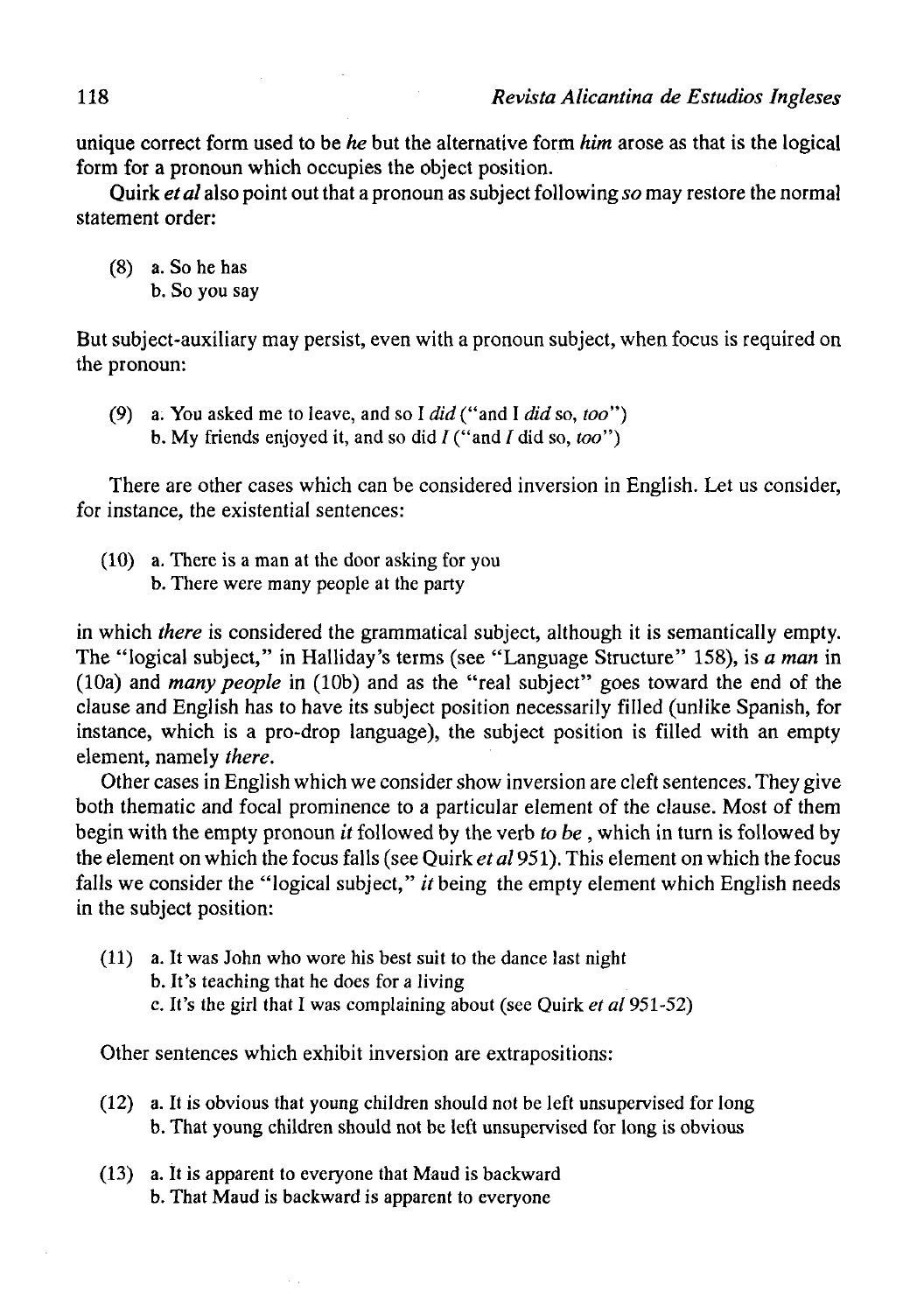unique correct form used to be *he* but the alternative form *him* arose as that is the logical form for a pronoun which occupies the object position.

Quirk *et al* also point out that a pronoun as subject following *so* may restore the normal statement order:

(8) a. So he has
b. So you say

But subject-auxiliary may persist, even with a pronoun subject, when focus is required on the pronoun:

(9) a. You asked me to leave, and so I *did* ("and I *did* so, *too*")
b. My friends enjoyed it, and so did *I* ("and *I* did so, *too*")

There are other cases which can be considered inversion in English. Let us consider, for instance, the existential sentences:

(10) a. There is a man at the door asking for you
b. There were many people at the party

in which *there* is considered the grammatical subject, although it is semantically empty. The "logical subject," in Halliday's terms (see "Language Structure" 158), is *a man* in (10a) and *many people* in (10b) and as the "real subject" goes toward the end of the clause and English has to have its subject position necessarily filled (unlike Spanish, for instance, which is a pro-drop language), the subject position is filled with an empty element, namely *there*.

Other cases in English which we consider show inversion are cleft sentences. They give both thematic and focal prominence to a particular element of the clause. Most of them begin with the empty pronoun *it* followed by the verb *to be*, which in turn is followed by the element on which the focus falls (see Quirk *et al* 951). This element on which the focus falls we consider the "logical subject," *it* being the empty element which English needs in the subject position:

(11) a. It was John who wore his best suit to the dance last night
b. It's teaching that he does for a living
c. It's the girl that I was complaining about (see Quirk *et al* 951-52)

Other sentences which exhibit inversion are extrapositions:

(12) a. It is obvious that young children should not be left unsupervised for long
b. That young children should not be left unsupervised for long is obvious

(13) a. It is apparent to everyone that Maud is backward
b. That Maud is backward is apparent to everyone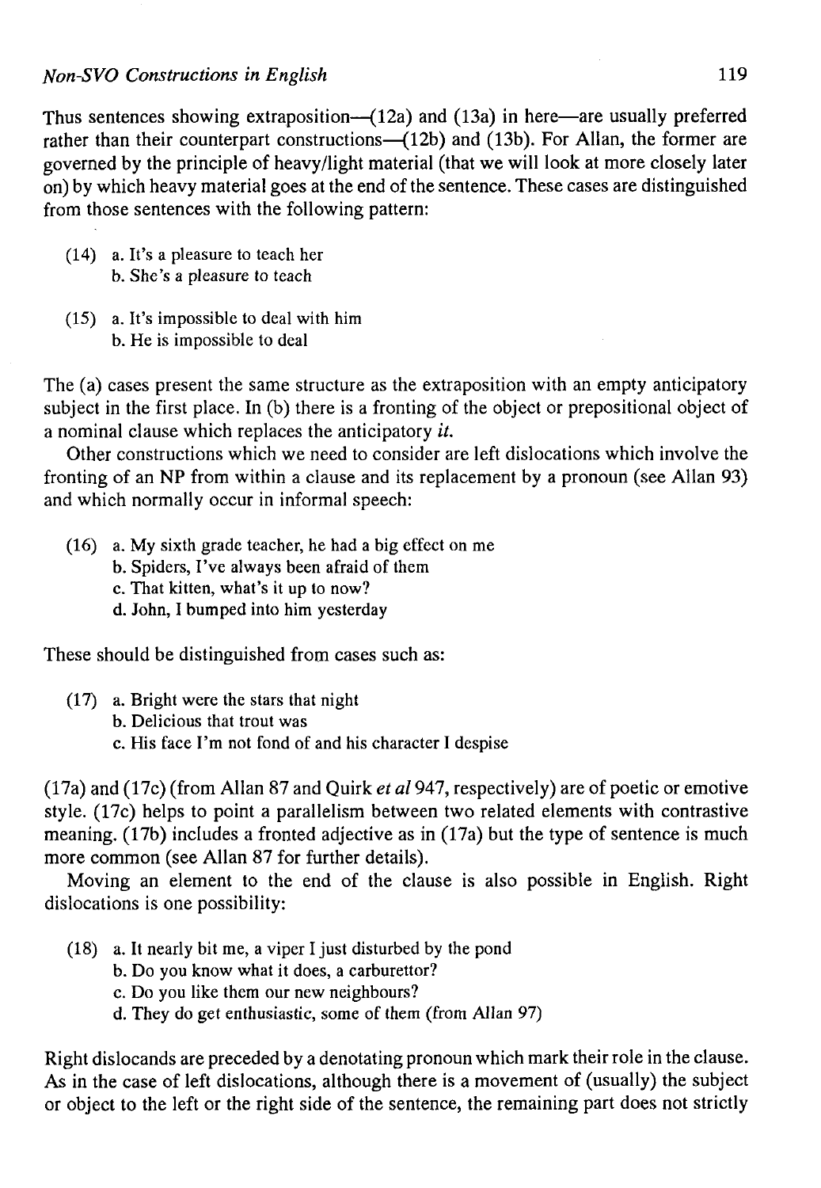Thus sentences showing extraposition—(12a) and (13a) in here—are usually preferred rather than their counterpart constructions—(12b) and (13b). For Allan, the former are governed by the principle of heavy/light material (that we will look at more closely later on) by which heavy material goes at the end of the sentence. These cases are distinguished from those sentences with the following pattern:

(14) a. It's a pleasure to teach her
b. She's a pleasure to teach

(15) a. It's impossible to deal with him
b. He is impossible to deal

The (a) cases present the same structure as the extraposition with an empty anticipatory subject in the first place. In (b) there is a fronting of the object or prepositional object of a nominal clause which replaces the anticipatory *it*.

Other constructions which we need to consider are left dislocations which involve the fronting of an NP from within a clause and its replacement by a pronoun (see Allan 93) and which normally occur in informal speech:

(16) a. My sixth grade teacher, he had a big effect on me
b. Spiders, I've always been afraid of them
c. That kitten, what's it up to now?
d. John, I bumped into him yesterday

These should be distinguished from cases such as:

(17) a. Bright were the stars that night
b. Delicious that trout was
c. His face I'm not fond of and his character I despise

(17a) and (17c) (from Allan 87 and Quirk *et al* 947, respectively) are of poetic or emotive style. (17c) helps to point a parallelism between two related elements with contrastive meaning. (17b) includes a fronted adjective as in (17a) but the type of sentence is much more common (see Allan 87 for further details).

Moving an element to the end of the clause is also possible in English. Right dislocations is one possibility:

(18) a. It nearly bit me, a viper I just disturbed by the pond
b. Do you know what it does, a carburettor?
c. Do you like them our new neighbours?
d. They do get enthusiastic, some of them (from Allan 97)

Right dislocands are preceded by a denotating pronoun which mark their role in the clause. As in the case of left dislocations, although there is a movement of (usually) the subject or object to the left or the right side of the sentence, the remaining part does not strictly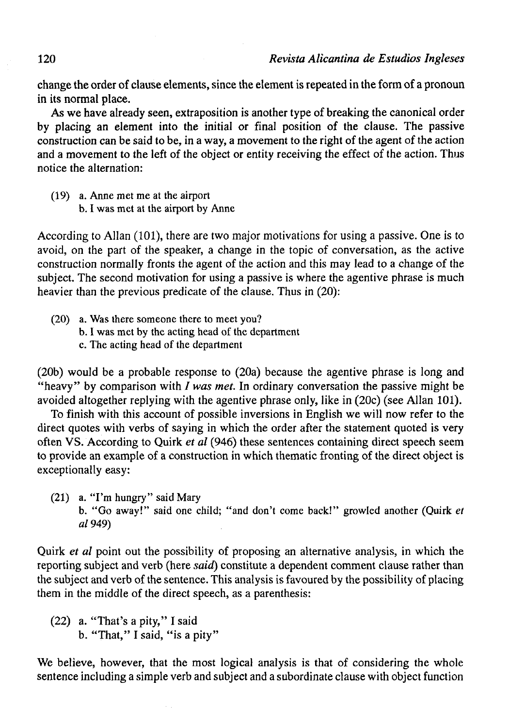change the order of clause elements, since the element is repeated in the form of a pronoun in its normal place.

As we have already seen, extraposition is another type of breaking the canonical order by placing an element into the initial or final position of the clause. The passive construction can be said to be, in a way, a movement to the right of the agent of the action and a movement to the left of the object or entity receiving the effect of the action. Thus notice the alternation:

(19) a. Anne met me at the airport
     b. I was met at the airport by Anne

According to Allan (101), there are two major motivations for using a passive. One is to avoid, on the part of the speaker, a change in the topic of conversation, as the active construction normally fronts the agent of the action and this may lead to a change of the subject. The second motivation for using a passive is where the agentive phrase is much heavier than the previous predicate of the clause. Thus in (20):

(20) a. Was there someone there to meet you?
     b. I was met by the acting head of the department
     c. The acting head of the department

(20b) would be a probable response to (20a) because the agentive phrase is long and "heavy" by comparison with *I was met*. In ordinary conversation the passive might be avoided altogether replying with the agentive phrase only, like in (20c) (see Allan 101).

To finish with this account of possible inversions in English we will now refer to the direct quotes with verbs of saying in which the order after the statement quoted is very often VS. According to Quirk *et al* (946) these sentences containing direct speech seem to provide an example of a construction in which thematic fronting of the direct object is exceptionally easy:

(21) a. "I'm hungry" said Mary
     b. "Go away!" said one child; "and don't come back!" growled another (Quirk *et al* 949)

Quirk *et al* point out the possibility of proposing an alternative analysis, in which the reporting subject and verb (here *said*) constitute a dependent comment clause rather than the subject and verb of the sentence. This analysis is favoured by the possibility of placing them in the middle of the direct speech, as a parenthesis:

(22) a. "That's a pity," I said
     b. "That," I said, "is a pity"

We believe, however, that the most logical analysis is that of considering the whole sentence including a simple verb and subject and a subordinate clause with object function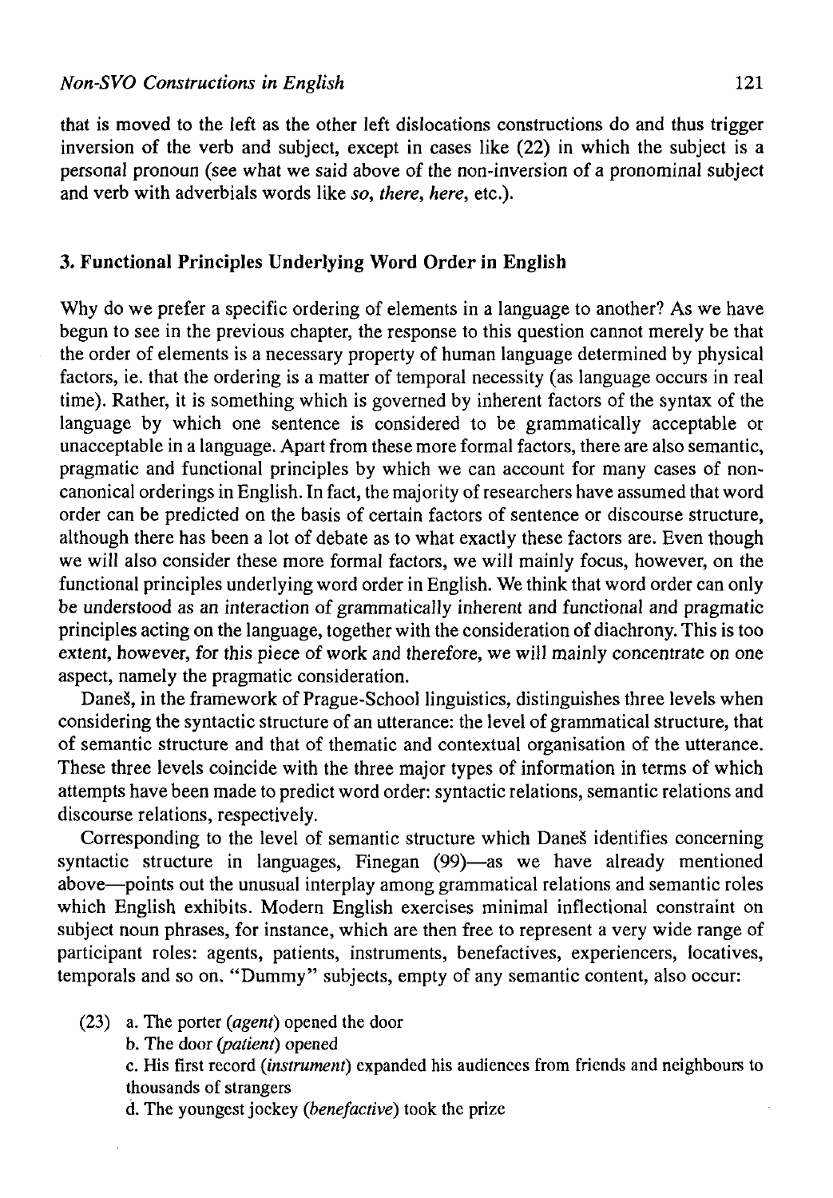that is moved to the left as the other left dislocations constructions do and thus trigger inversion of the verb and subject, except in cases like (22) in which the subject is a personal pronoun (see what we said above of the non-inversion of a pronominal subject and verb with adverbials words like *so*, *there*, *here*, etc.).

## 3. Functional Principles Underlying Word Order in English

Why do we prefer a specific ordering of elements in a language to another? As we have begun to see in the previous chapter, the response to this question cannot merely be that the order of elements is a necessary property of human language determined by physical factors, ie. that the ordering is a matter of temporal necessity (as language occurs in real time). Rather, it is something which is governed by inherent factors of the syntax of the language by which one sentence is considered to be grammatically acceptable or unacceptable in a language. Apart from these more formal factors, there are also semantic, pragmatic and functional principles by which we can account for many cases of non-canonical orderings in English. In fact, the majority of researchers have assumed that word order can be predicted on the basis of certain factors of sentence or discourse structure, although there has been a lot of debate as to what exactly these factors are. Even though we will also consider these more formal factors, we will mainly focus, however, on the functional principles underlying word order in English. We think that word order can only be understood as an interaction of grammatically inherent and functional and pragmatic principles acting on the language, together with the consideration of diachrony. This is too extent, however, for this piece of work and therefore, we will mainly concentrate on one aspect, namely the pragmatic consideration.

Daneš, in the framework of Prague-School linguistics, distinguishes three levels when considering the syntactic structure of an utterance: the level of grammatical structure, that of semantic structure and that of thematic and contextual organisation of the utterance. These three levels coincide with the three major types of information in terms of which attempts have been made to predict word order: syntactic relations, semantic relations and discourse relations, respectively.

Corresponding to the level of semantic structure which Daneš identifies concerning syntactic structure in languages, Finegan (99)—as we have already mentioned above—points out the unusual interplay among grammatical relations and semantic roles which English exhibits. Modern English exercises minimal inflectional constraint on subject noun phrases, for instance, which are then free to represent a very wide range of participant roles: agents, patients, instruments, benefactives, experiencers, locatives, temporals and so on. "Dummy" subjects, empty of any semantic content, also occur:

(23) a. The porter (*agent*) opened the door

b. The door (*patient*) opened

c. His first record (*instrument*) expanded his audiences from friends and neighbours to thousands of strangers

d. The youngest jockey (*benefactive*) took the prize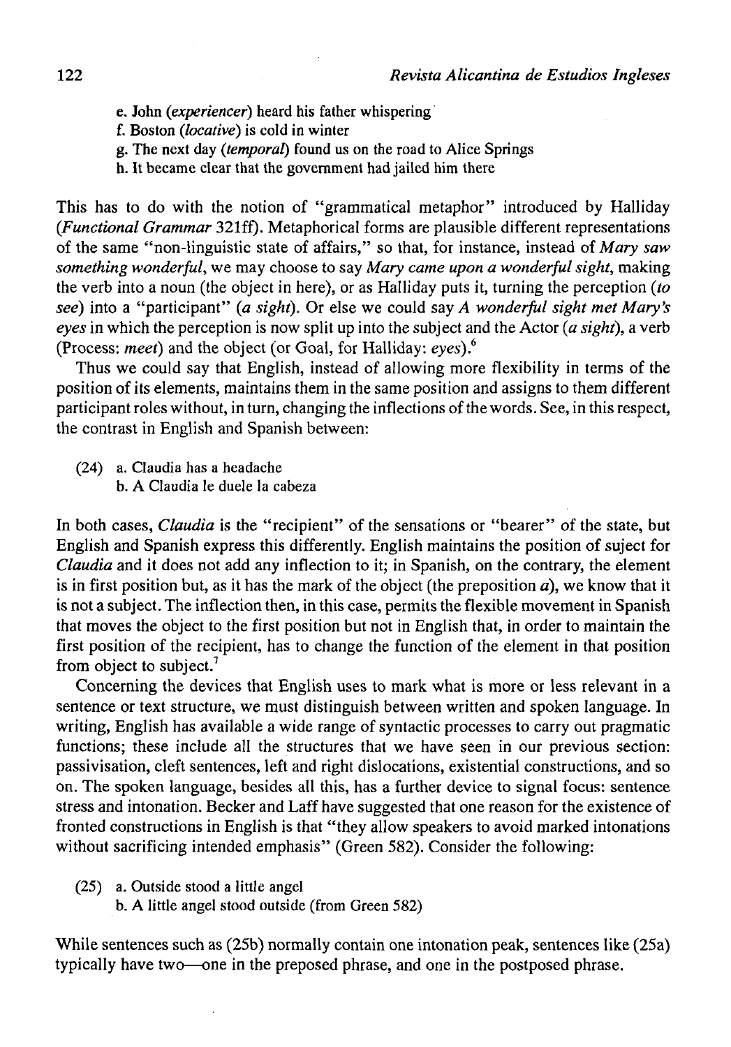e. John (*experiencer*) heard his father whispering
f. Boston (*locative*) is cold in winter
g. The next day (*temporal*) found us on the road to Alice Springs
h. It became clear that the government had jailed him there

This has to do with the notion of "grammatical metaphor" introduced by Halliday (*Functional Grammar* 321ff). Metaphorical forms are plausible different representations of the same "non-linguistic state of affairs," so that, for instance, instead of *Mary saw something wonderful*, we may choose to say *Mary came upon a wonderful sight*, making the verb into a noun (the object in here), or as Halliday puts it, turning the perception (*to see*) into a "participant" (*a sight*). Or else we could say *A wonderful sight met Mary's eyes* in which the perception is now split up into the subject and the Actor (*a sight*), a verb (Process: *meet*) and the object (or Goal, for Halliday: *eyes*).[6]

Thus we could say that English, instead of allowing more flexibility in terms of the position of its elements, maintains them in the same position and assigns to them different participant roles without, in turn, changing the inflections of the words. See, in this respect, the contrast in English and Spanish between:

(24) a. Claudia has a headache
b. A Claudia le duele la cabeza

In both cases, *Claudia* is the "recipient" of the sensations or "bearer" of the state, but English and Spanish express this differently. English maintains the position of suject for *Claudia* and it does not add any inflection to it; in Spanish, on the contrary, the element is in first position but, as it has the mark of the object (the preposition *a*), we know that it is not a subject. The inflection then, in this case, permits the flexible movement in Spanish that moves the object to the first position but not in English that, in order to maintain the first position of the recipient, has to change the function of the element in that position from object to subject.[7]

Concerning the devices that English uses to mark what is more or less relevant in a sentence or text structure, we must distinguish between written and spoken language. In writing, English has available a wide range of syntactic processes to carry out pragmatic functions; these include all the structures that we have seen in our previous section: passivisation, cleft sentences, left and right dislocations, existential constructions, and so on. The spoken language, besides all this, has a further device to signal focus: sentence stress and intonation. Becker and Laff have suggested that one reason for the existence of fronted constructions in English is that "they allow speakers to avoid marked intonations without sacrificing intended emphasis" (Green 582). Consider the following:

(25) a. Outside stood a little angel
b. A little angel stood outside (from Green 582)

While sentences such as (25b) normally contain one intonation peak, sentences like (25a) typically have two—one in the preposed phrase, and one in the postposed phrase.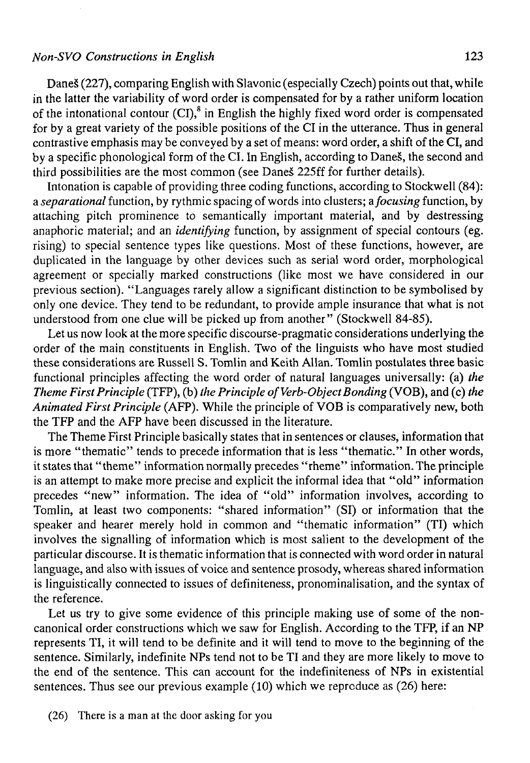Daneš (227), comparing English with Slavonic (especially Czech) points out that, while in the latter the variability of word order is compensated for by a rather uniform location of the intonational contour (CI),[8] in English the highly fixed word order is compensated for by a great variety of the possible positions of the CI in the utterance. Thus in general contrastive emphasis may be conveyed by a set of means: word order, a shift of the CI, and by a specific phonological form of the CI. In English, according to Daneš, the second and third possibilities are the most common (see Daneš 225ff for further details).

Intonation is capable of providing three coding functions, according to Stockwell (84): a *separational* function, by rythmic spacing of words into clusters; a *focusing* function, by attaching pitch prominence to semantically important material, and by destressing anaphoric material; and an *identifying* function, by assignment of special contours (eg. rising) to special sentence types like questions. Most of these functions, however, are duplicated in the language by other devices such as serial word order, morphological agreement or specially marked constructions (like most we have considered in our previous section). "Languages rarely allow a significant distinction to be symbolised by only one device. They tend to be redundant, to provide ample insurance that what is not understood from one clue will be picked up from another" (Stockwell 84-85).

Let us now look at the more specific discourse-pragmatic considerations underlying the order of the main constituents in English. Two of the linguists who have most studied these considerations are Russell S. Tomlin and Keith Allan. Tomlin postulates three basic functional principles affecting the word order of natural languages universally: (a) *the Theme First Principle* (TFP), (b) *the Principle of Verb-Object Bonding* (VOB), and (c) *the Animated First Principle* (AFP). While the principle of VOB is comparatively new, both the TFP and the AFP have been discussed in the literature.

The Theme First Principle basically states that in sentences or clauses, information that is more "thematic" tends to precede information that is less "thematic." In other words, it states that "theme" information normally precedes "rheme" information. The principle is an attempt to make more precise and explicit the informal idea that "old" information precedes "new" information. The idea of "old" information involves, according to Tomlin, at least two components: "shared information" (SI) or information that the speaker and hearer merely hold in common and "thematic information" (TI) which involves the signalling of information which is most salient to the development of the particular discourse. It is thematic information that is connected with word order in natural language, and also with issues of voice and sentence prosody, whereas shared information is linguistically connected to issues of definiteness, pronominalisation, and the syntax of the reference.

Let us try to give some evidence of this principle making use of some of the non-canonical order constructions which we saw for English. According to the TFP, if an NP represents TI, it will tend to be definite and it will tend to move to the beginning of the sentence. Similarly, indefinite NPs tend not to be TI and they are more likely to move to the end of the sentence. This can account for the indefiniteness of NPs in existential sentences. Thus see our previous example (10) which we reproduce as (26) here:

(26) There is a man at the door asking for you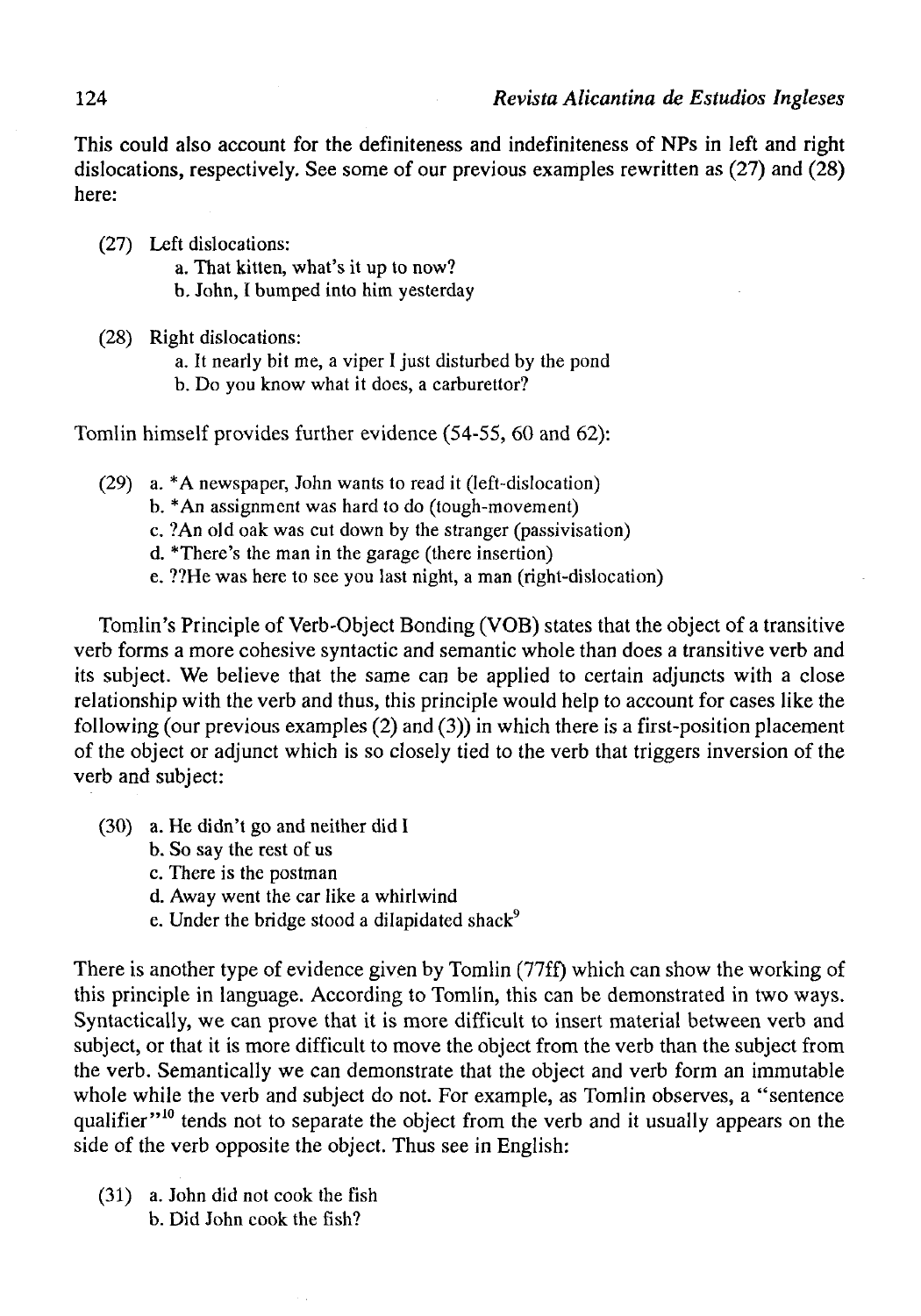This could also account for the definiteness and indefiniteness of NPs in left and right dislocations, respectively. See some of our previous examples rewritten as (27) and (28) here:

(27) Left dislocations:
  a. That kitten, what's it up to now?
  b. John, I bumped into him yesterday

(28) Right dislocations:
  a. It nearly bit me, a viper I just disturbed by the pond
  b. Do you know what it does, a carburettor?

Tomlin himself provides further evidence (54-55, 60 and 62):

(29) a. *A newspaper, John wants to read it (left-dislocation)
  b. *An assignment was hard to do (tough-movement)
  c. ?An old oak was cut down by the stranger (passivisation)
  d. *There's the man in the garage (there insertion)
  e. ??He was here to see you last night, a man (right-dislocation)

Tomlin's Principle of Verb-Object Bonding (VOB) states that the object of a transitive verb forms a more cohesive syntactic and semantic whole than does a transitive verb and its subject. We believe that the same can be applied to certain adjuncts with a close relationship with the verb and thus, this principle would help to account for cases like the following (our previous examples (2) and (3)) in which there is a first-position placement of the object or adjunct which is so closely tied to the verb that triggers inversion of the verb and subject:

(30) a. He didn't go and neither did I
  b. So say the rest of us
  c. There is the postman
  d. Away went the car like a whirlwind
  e. Under the bridge stood a dilapidated shack[9]

There is another type of evidence given by Tomlin (77ff) which can show the working of this principle in language. According to Tomlin, this can be demonstrated in two ways. Syntactically, we can prove that it is more difficult to insert material between verb and subject, or that it is more difficult to move the object from the verb than the subject from the verb. Semantically we can demonstrate that the object and verb form an immutable whole while the verb and subject do not. For example, as Tomlin observes, a "sentence qualifier"[10] tends not to separate the object from the verb and it usually appears on the side of the verb opposite the object. Thus see in English:

(31) a. John did not cook the fish
  b. Did John cook the fish?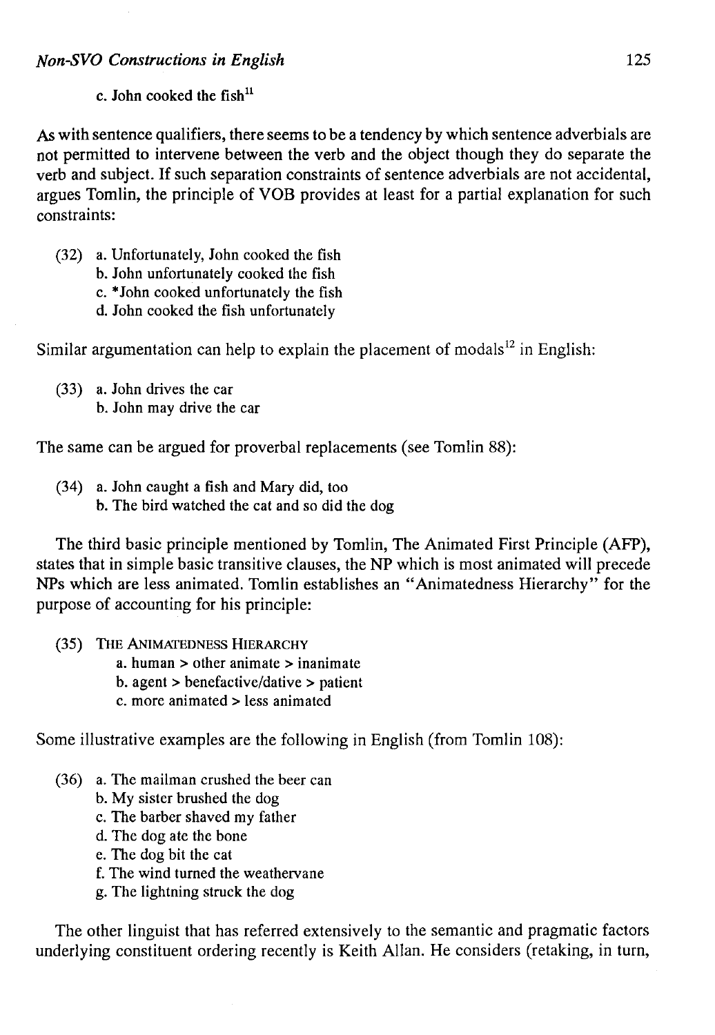c. John cooked the fish[11]

As with sentence qualifiers, there seems to be a tendency by which sentence adverbials are not permitted to intervene between the verb and the object though they do separate the verb and subject. If such separation constraints of sentence adverbials are not accidental, argues Tomlin, the principle of VOB provides at least for a partial explanation for such constraints:

(32) a. Unfortunately, John cooked the fish
 b. John unfortunately cooked the fish
 c. *John cooked unfortunately the fish
 d. John cooked the fish unfortunately

Similar argumentation can help to explain the placement of modals[12] in English:

(33) a. John drives the car
 b. John may drive the car

The same can be argued for proverbal replacements (see Tomlin 88):

(34) a. John caught a fish and Mary did, too
 b. The bird watched the cat and so did the dog

The third basic principle mentioned by Tomlin, The Animated First Principle (AFP), states that in simple basic transitive clauses, the NP which is most animated will precede NPs which are less animated. Tomlin establishes an "Animatedness Hierarchy" for the purpose of accounting for his principle:

(35) THE ANIMATEDNESS HIERARCHY
 a. human > other animate > inanimate
 b. agent > benefactive/dative > patient
 c. more animated > less animated

Some illustrative examples are the following in English (from Tomlin 108):

(36) a. The mailman crushed the beer can
 b. My sister brushed the dog
 c. The barber shaved my father
 d. The dog ate the bone
 e. The dog bit the cat
 f. The wind turned the weathervane
 g. The lightning struck the dog

The other linguist that has referred extensively to the semantic and pragmatic factors underlying constituent ordering recently is Keith Allan. He considers (retaking, in turn,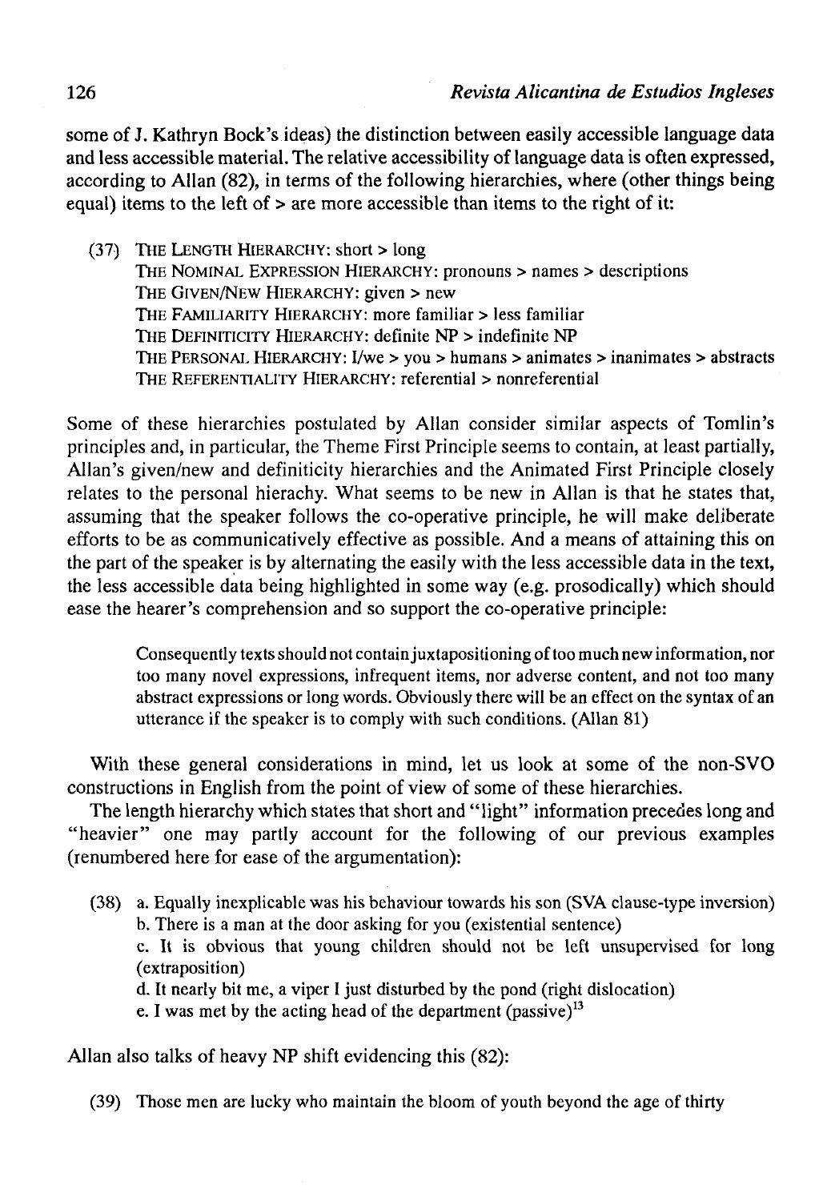some of J. Kathryn Bock's ideas) the distinction between easily accessible language data and less accessible material. The relative accessibility of language data is often expressed, according to Allan (82), in terms of the following hierarchies, where (other things being equal) items to the left of > are more accessible than items to the right of it:

(37) THE LENGTH HIERARCHY: short > long
THE NOMINAL EXPRESSION HIERARCHY: pronouns > names > descriptions
THE GIVEN/NEW HIERARCHY: given > new
THE FAMILIARITY HIERARCHY: more familiar > less familiar
THE DEFINITICITY HIERARCHY: definite NP > indefinite NP
THE PERSONAL HIERARCHY: I/we > you > humans > animates > inanimates > abstracts
THE REFERENTIALITY HIERARCHY: referential > nonreferential

Some of these hierarchies postulated by Allan consider similar aspects of Tomlin's principles and, in particular, the Theme First Principle seems to contain, at least partially, Allan's given/new and definiticity hierarchies and the Animated First Principle closely relates to the personal hierachy. What seems to be new in Allan is that he states that, assuming that the speaker follows the co-operative principle, he will make deliberate efforts to be as communicatively effective as possible. And a means of attaining this on the part of the speaker is by alternating the easily with the less accessible data in the text, the less accessible data being highlighted in some way (e.g. prosodically) which should ease the hearer's comprehension and so support the co-operative principle:

> Consequently texts should not contain juxtapositioning of too much new information, nor too many novel expressions, infrequent items, nor adverse content, and not too many abstract expressions or long words. Obviously there will be an effect on the syntax of an utterance if the speaker is to comply with such conditions. (Allan 81)

With these general considerations in mind, let us look at some of the non-SVO constructions in English from the point of view of some of these hierarchies.

The length hierarchy which states that short and "light" information precedes long and "heavier" one may partly account for the following of our previous examples (renumbered here for ease of the argumentation):

(38) a. Equally inexplicable was his behaviour towards his son (SVA clause-type inversion)
b. There is a man at the door asking for you (existential sentence)
c. It is obvious that young children should not be left unsupervised for long (extraposition)
d. It nearly bit me, a viper I just disturbed by the pond (right dislocation)
e. I was met by the acting head of the department (passive)[13]

Allan also talks of heavy NP shift evidencing this (82):

(39) Those men are lucky who maintain the bloom of youth beyond the age of thirty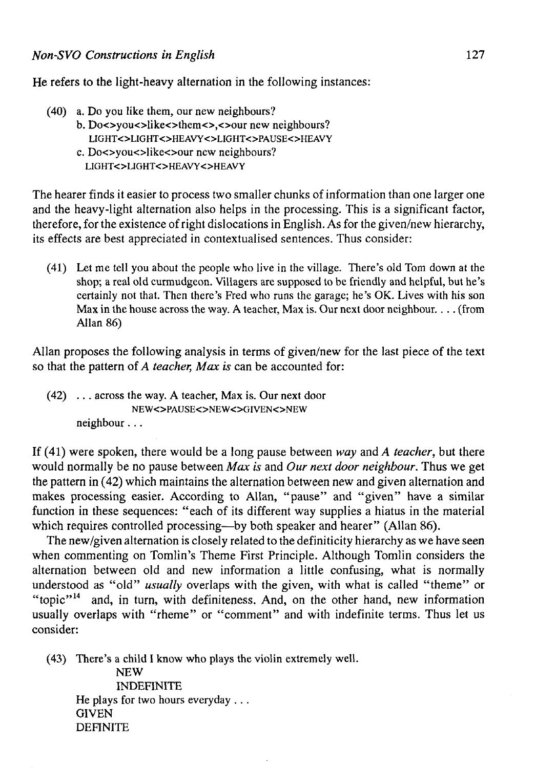He refers to the light-heavy alternation in the following instances:

(40) a. Do you like them, our new neighbours?

b. Do<>you<>like<>them<>,<>our new neighbours?
LIGHT<>LIGHT<>HEAVY<>LIGHT<>PAUSE<>HEAVY

c. Do<>you<>like<>our new neighbours?
LIGHT<>LIGHT<>HEAVY<>HEAVY

The hearer finds it easier to process two smaller chunks of information than one larger one and the heavy-light alternation also helps in the processing. This is a significant factor, therefore, for the existence of right dislocations in English. As for the given/new hierarchy, its effects are best appreciated in contextualised sentences. Thus consider:

(41) Let me tell you about the people who live in the village. There's old Tom down at the shop; a real old curmudgeon. Villagers are supposed to be friendly and helpful, but he's certainly not that. Then there's Fred who runs the garage; he's OK. Lives with his son Max in the house across the way. A teacher, Max is. Our next door neighbour. . . . (from Allan 86)

Allan proposes the following analysis in terms of given/new for the last piece of the text so that the pattern of *A teacher, Max is* can be accounted for:

(42) . . . across the way. A teacher, Max is. Our next door
NEW<>PAUSE<>NEW<>GIVEN<>NEW
neighbour . . .

If (41) were spoken, there would be a long pause between *way* and *A teacher*, but there would normally be no pause between *Max is* and *Our next door neighbour*. Thus we get the pattern in (42) which maintains the alternation between new and given alternation and makes processing easier. According to Allan, "pause" and "given" have a similar function in these sequences: "each of its different way supplies a hiatus in the material which requires controlled processing—by both speaker and hearer" (Allan 86).

The new/given alternation is closely related to the definiticity hierarchy as we have seen when commenting on Tomlin's Theme First Principle. Although Tomlin considers the alternation between old and new information a little confusing, what is normally understood as "old" *usually* overlaps with the given, with what is called "theme" or "topic"[14] and, in turn, with definiteness. And, on the other hand, new information usually overlaps with "rheme" or "comment" and with indefinite terms. Thus let us consider:

(43) There's a child I know who plays the violin extremely well.
NEW
INDEFINITE
He plays for two hours everyday . . .
GIVEN
DEFINITE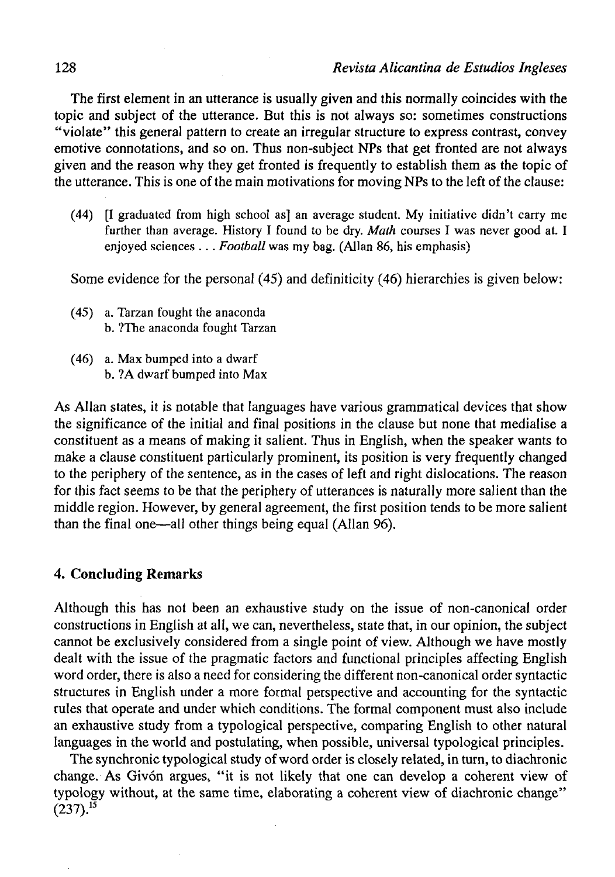The first element in an utterance is usually given and this normally coincides with the topic and subject of the utterance. But this is not always so: sometimes constructions "violate" this general pattern to create an irregular structure to express contrast, convey emotive connotations, and so on. Thus non-subject NPs that get fronted are not always given and the reason why they get fronted is frequently to establish them as the topic of the utterance. This is one of the main motivations for moving NPs to the left of the clause:

(44) [I graduated from high school as] an average student. My initiative didn't carry me further than average. History I found to be dry. *Math* courses I was never good at. I enjoyed sciences . . . *Football* was my bag. (Allan 86, his emphasis)

Some evidence for the personal (45) and definiticity (46) hierarchies is given below:

(45) a. Tarzan fought the anaconda
b. ?The anaconda fought Tarzan

(46) a. Max bumped into a dwarf
b. ?A dwarf bumped into Max

As Allan states, it is notable that languages have various grammatical devices that show the significance of the initial and final positions in the clause but none that medialise a constituent as a means of making it salient. Thus in English, when the speaker wants to make a clause constituent particularly prominent, its position is very frequently changed to the periphery of the sentence, as in the cases of left and right dislocations. The reason for this fact seems to be that the periphery of utterances is naturally more salient than the middle region. However, by general agreement, the first position tends to be more salient than the final one—all other things being equal (Allan 96).

## 4. Concluding Remarks

Although this has not been an exhaustive study on the issue of non-canonical order constructions in English at all, we can, nevertheless, state that, in our opinion, the subject cannot be exclusively considered from a single point of view. Although we have mostly dealt with the issue of the pragmatic factors and functional principles affecting English word order, there is also a need for considering the different non-canonical order syntactic structures in English under a more formal perspective and accounting for the syntactic rules that operate and under which conditions. The formal component must also include an exhaustive study from a typological perspective, comparing English to other natural languages in the world and postulating, when possible, universal typological principles.

The synchronic typological study of word order is closely related, in turn, to diachronic change. As Givón argues, "it is not likely that one can develop a coherent view of typology without, at the same time, elaborating a coherent view of diachronic change" (237).[15]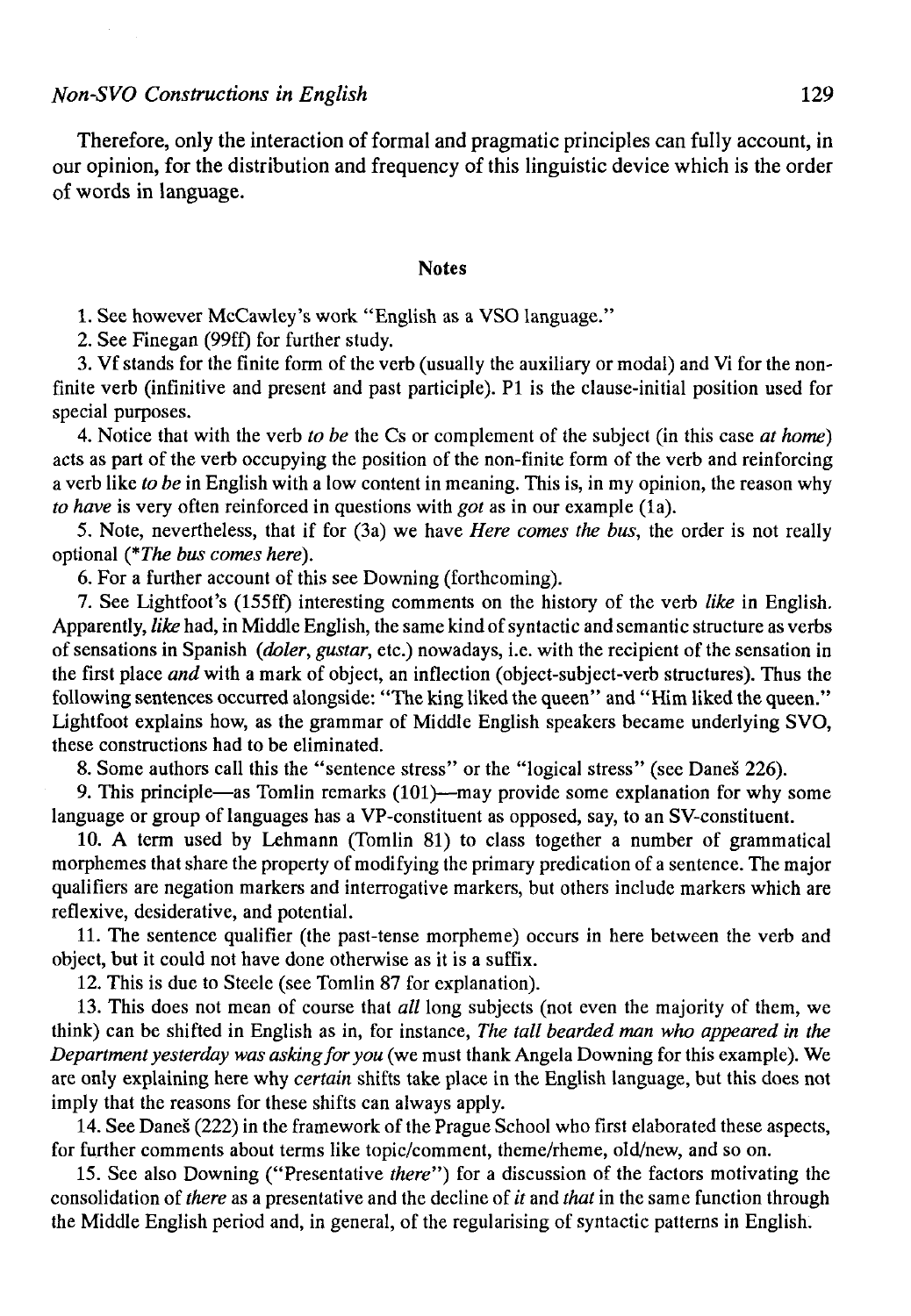Therefore, only the interaction of formal and pragmatic principles can fully account, in our opinion, for the distribution and frequency of this linguistic device which is the order of words in language.

## Notes

1. See however McCawley's work "English as a VSO language."

2. See Finegan (99ff) for further study.

3. Vf stands for the finite form of the verb (usually the auxiliary or modal) and Vi for the non-finite verb (infinitive and present and past participle). P1 is the clause-initial position used for special purposes.

4. Notice that with the verb *to be* the Cs or complement of the subject (in this case *at home*) acts as part of the verb occupying the position of the non-finite form of the verb and reinforcing a verb like *to be* in English with a low content in meaning. This is, in my opinion, the reason why *to have* is very often reinforced in questions with *got* as in our example (1a).

5. Note, nevertheless, that if for (3a) we have *Here comes the bus*, the order is not really optional (*\*The bus comes here*).

6. For a further account of this see Downing (forthcoming).

7. See Lightfoot's (155ff) interesting comments on the history of the verb *like* in English. Apparently, *like* had, in Middle English, the same kind of syntactic and semantic structure as verbs of sensations in Spanish (*doler*, *gustar*, etc.) nowadays, i.e. with the recipient of the sensation in the first place *and* with a mark of object, an inflection (object-subject-verb structures). Thus the following sentences occurred alongside: "The king liked the queen" and "Him liked the queen." Lightfoot explains how, as the grammar of Middle English speakers became underlying SVO, these constructions had to be eliminated.

8. Some authors call this the "sentence stress" or the "logical stress" (see Daneš 226).

9. This principle—as Tomlin remarks (101)—may provide some explanation for why some language or group of languages has a VP-constituent as opposed, say, to an SV-constituent.

10. A term used by Lehmann (Tomlin 81) to class together a number of grammatical morphemes that share the property of modifying the primary predication of a sentence. The major qualifiers are negation markers and interrogative markers, but others include markers which are reflexive, desiderative, and potential.

11. The sentence qualifier (the past-tense morpheme) occurs in here between the verb and object, but it could not have done otherwise as it is a suffix.

12. This is due to Steele (see Tomlin 87 for explanation).

13. This does not mean of course that *all* long subjects (not even the majority of them, we think) can be shifted in English as in, for instance, *The tall bearded man who appeared in the Department yesterday was asking for you* (we must thank Angela Downing for this example). We are only explaining here why *certain* shifts take place in the English language, but this does not imply that the reasons for these shifts can always apply.

14. See Daneš (222) in the framework of the Prague School who first elaborated these aspects, for further comments about terms like topic/comment, theme/rheme, old/new, and so on.

15. See also Downing ("Presentative *there*") for a discussion of the factors motivating the consolidation of *there* as a presentative and the decline of *it* and *that* in the same function through the Middle English period and, in general, of the regularising of syntactic patterns in English.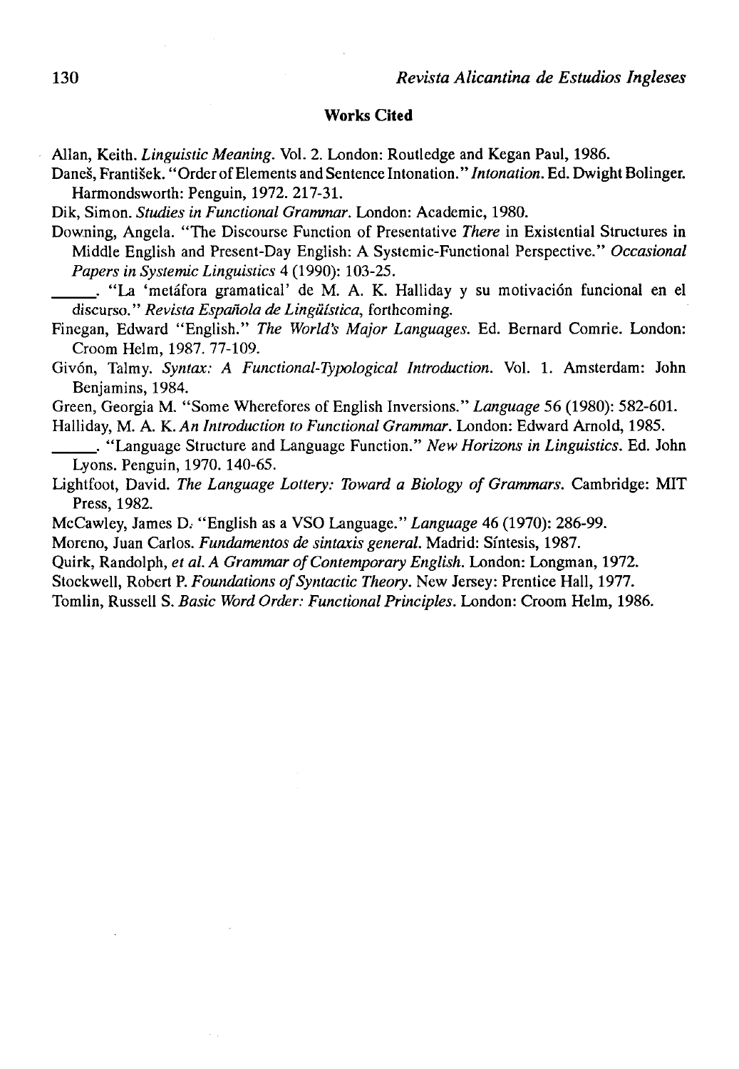## Works Cited

Allan, Keith. *Linguistic Meaning*. Vol. 2. London: Routledge and Kegan Paul, 1986.

Daneš, František. "Order of Elements and Sentence Intonation." *Intonation*. Ed. Dwight Bolinger. Harmondsworth: Penguin, 1972. 217-31.

Dik, Simon. *Studies in Functional Grammar*. London: Academic, 1980.

Downing, Angela. "The Discourse Function of Presentative *There* in Existential Structures in Middle English and Present-Day English: A Systemic-Functional Perspective." *Occasional Papers in Systemic Linguistics* 4 (1990): 103-25.

_____. "La 'metáfora gramatical' de M. A. K. Halliday y su motivación funcional en el discurso." *Revista Española de Lingüística*, forthcoming.

Finegan, Edward "English." *The World's Major Languages*. Ed. Bernard Comrie. London: Croom Helm, 1987. 77-109.

Givón, Talmy. *Syntax: A Functional-Typological Introduction*. Vol. 1. Amsterdam: John Benjamins, 1984.

Green, Georgia M. "Some Wherefores of English Inversions." *Language* 56 (1980): 582-601.

Halliday, M. A. K. *An Introduction to Functional Grammar*. London: Edward Arnold, 1985.

_____. "Language Structure and Language Function." *New Horizons in Linguistics*. Ed. John Lyons. Penguin, 1970. 140-65.

Lightfoot, David. *The Language Lottery: Toward a Biology of Grammars*. Cambridge: MIT Press, 1982.

McCawley, James D. "English as a VSO Language." *Language* 46 (1970): 286-99.

Moreno, Juan Carlos. *Fundamentos de sintaxis general*. Madrid: Síntesis, 1987.

Quirk, Randolph, *et al. A Grammar of Contemporary English*. London: Longman, 1972.

Stockwell, Robert P. *Foundations of Syntactic Theory*. New Jersey: Prentice Hall, 1977.

Tomlin, Russell S. *Basic Word Order: Functional Principles*. London: Croom Helm, 1986.